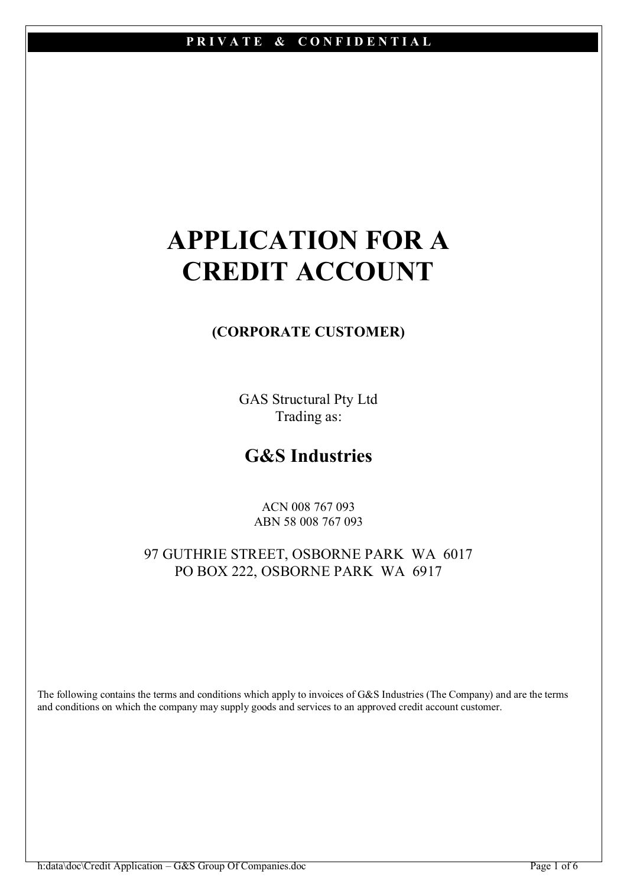**PRIVATE & CONFIDENTIAL**

# APPLICATION FOR A CREDIT ACCOUNT

**(CORPORATE CUSTOMER)**

GAS Structural Pty Ltd
Trading as:

## G&S Industries

ACN 008 767 093
ABN 58 008 767 093

97 GUTHRIE STREET, OSBORNE PARK WA 6017
PO BOX 222, OSBORNE PARK WA 6917

The following contains the terms and conditions which apply to invoices of G&S Industries (The Company) and are the terms and conditions on which the company may supply goods and services to an approved credit account customer.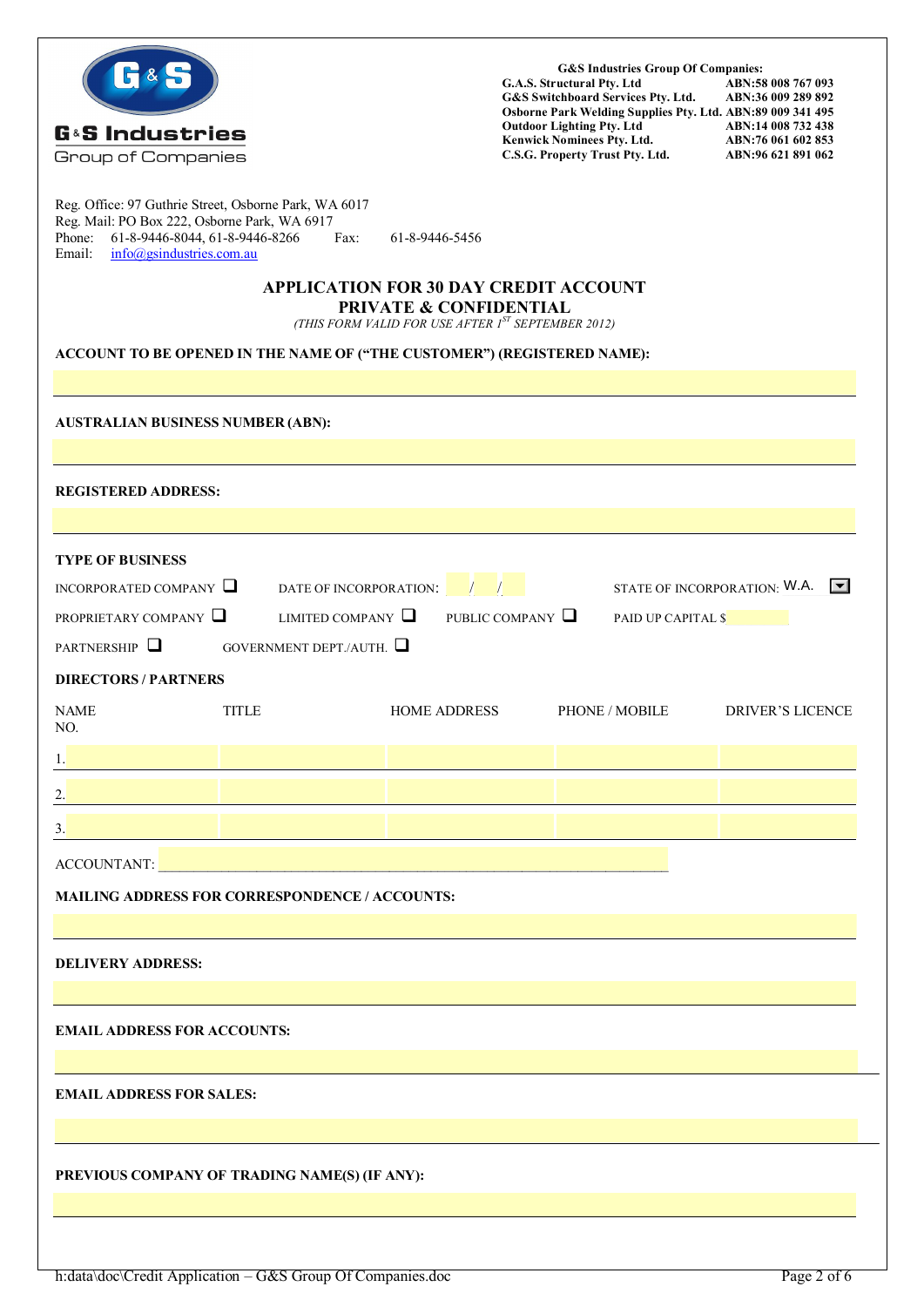G&S Industries
Group of Companies

**G&S Industries Group Of Companies:**

| Company | ABN |
|---|---|
| G.A.S. Structural Pty. Ltd | ABN:58 008 767 093 |
| G&S Switchboard Services Pty. Ltd. | ABN:36 009 289 892 |
| Osborne Park Welding Supplies Pty. Ltd. | ABN:89 009 341 495 |
| Outdoor Lighting Pty. Ltd | ABN:14 008 732 438 |
| Kenwick Nominees Pty. Ltd. | ABN:76 061 602 853 |
| C.S.G. Property Trust Pty. Ltd. | ABN:96 621 891 062 |

Reg. Office: 97 Guthrie Street, Osborne Park, WA 6017
Reg. Mail: PO Box 222, Osborne Park, WA 6917
Phone: 61-8-9446-8044, 61-8-9446-8266 Fax: 61-8-9446-5456
Email: info@gsindustries.com.au

# APPLICATION FOR 30 DAY CREDIT ACCOUNT
## PRIVATE & CONFIDENTIAL

*(THIS FORM VALID FOR USE AFTER 1ST SEPTEMBER 2012)*

**ACCOUNT TO BE OPENED IN THE NAME OF ("THE CUSTOMER") (REGISTERED NAME):**

**AUSTRALIAN BUSINESS NUMBER (ABN):**

**REGISTERED ADDRESS:**

**TYPE OF BUSINESS**

INCORPORATED COMPANY ☐ DATE OF INCORPORATION: / / STATE OF INCORPORATION: W.A.

PROPRIETARY COMPANY ☐ LIMITED COMPANY ☐ PUBLIC COMPANY ☐ PAID UP CAPITAL $

PARTNERSHIP ☐ GOVERNMENT DEPT./AUTH. ☐

**DIRECTORS / PARTNERS**

| NAME NO. | TITLE | HOME ADDRESS | PHONE / MOBILE | DRIVER'S LICENCE |
|---|---|---|---|---|
| 1. | | | | |
| 2. | | | | |
| 3. | | | | |

ACCOUNTANT: ______________________________

**MAILING ADDRESS FOR CORRESPONDENCE / ACCOUNTS:**

**DELIVERY ADDRESS:**

**EMAIL ADDRESS FOR ACCOUNTS:**

**EMAIL ADDRESS FOR SALES:**

**PREVIOUS COMPANY OF TRADING NAME(S) (IF ANY):**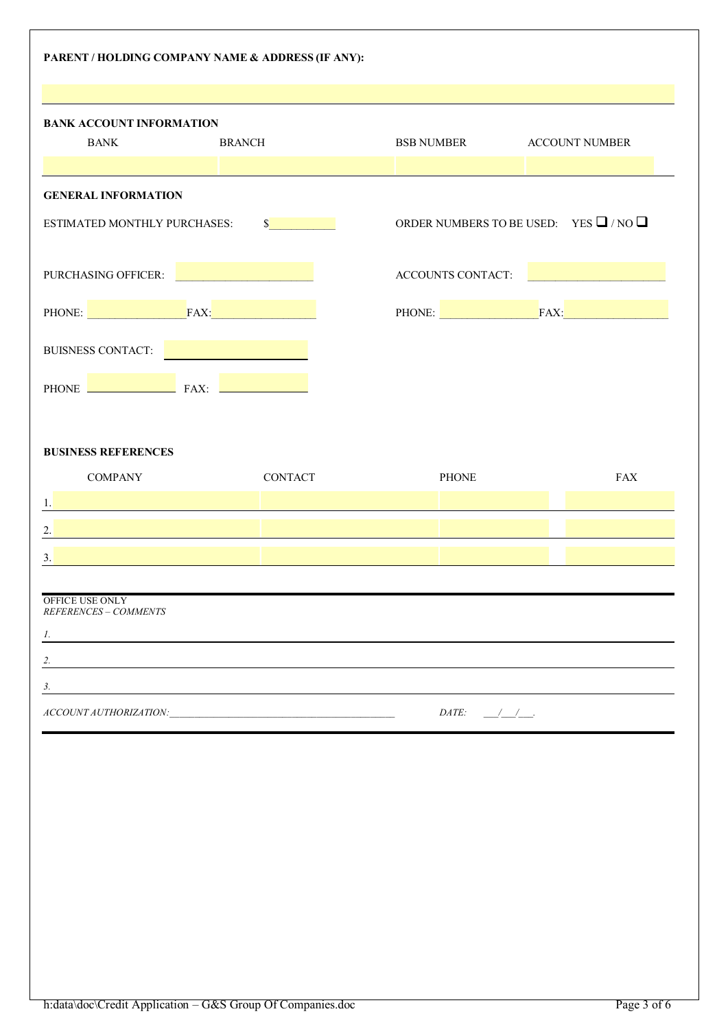**PARENT / HOLDING COMPANY NAME & ADDRESS (IF ANY):**

**BANK ACCOUNT INFORMATION**

| BANK | BRANCH | BSB NUMBER | ACCOUNT NUMBER |
|---|---|---|---|
| | | | |

**GENERAL INFORMATION**

ESTIMATED MONTHLY PURCHASES: $\_\_\_\_\_\_\_\_\_\_

ORDER NUMBERS TO BE USED: YES ❑ / NO ❑

PURCHASING OFFICER: \_\_\_\_\_\_\_\_\_\_\_\_\_\_\_\_\_\_\_\_

PHONE: \_\_\_\_\_\_\_\_\_\_\_\_\_\_ FAX: \_\_\_\_\_\_\_\_\_\_\_\_\_\_

ACCOUNTS CONTACT: \_\_\_\_\_\_\_\_\_\_\_\_\_\_\_\_\_\_\_\_

PHONE: \_\_\_\_\_\_\_\_\_\_\_\_\_\_ FAX: \_\_\_\_\_\_\_\_\_\_\_\_\_\_

BUISNESS CONTACT: \_\_\_\_\_\_\_\_\_\_\_\_\_\_\_\_\_\_\_\_

PHONE \_\_\_\_\_\_\_\_\_\_\_\_\_\_ FAX: \_\_\_\_\_\_\_\_\_\_\_\_\_\_

**BUSINESS REFERENCES**

| | COMPANY | CONTACT | PHONE | FAX |
|---|---|---|---|---|
| 1. | | | | |
| 2. | | | | |
| 3. | | | | |

OFFICE USE ONLY

*REFERENCES – COMMENTS*

*1.*

*2.*

*3.*

*ACCOUNT AUTHORIZATION:*\_\_\_\_\_\_\_\_\_\_\_\_\_\_\_\_\_\_\_\_\_\_\_\_\_\_\_\_\_\_\_\_\_\_\_\_\_\_\_\_ *DATE:* \_\_\_/\_\_\_/\_\_\_.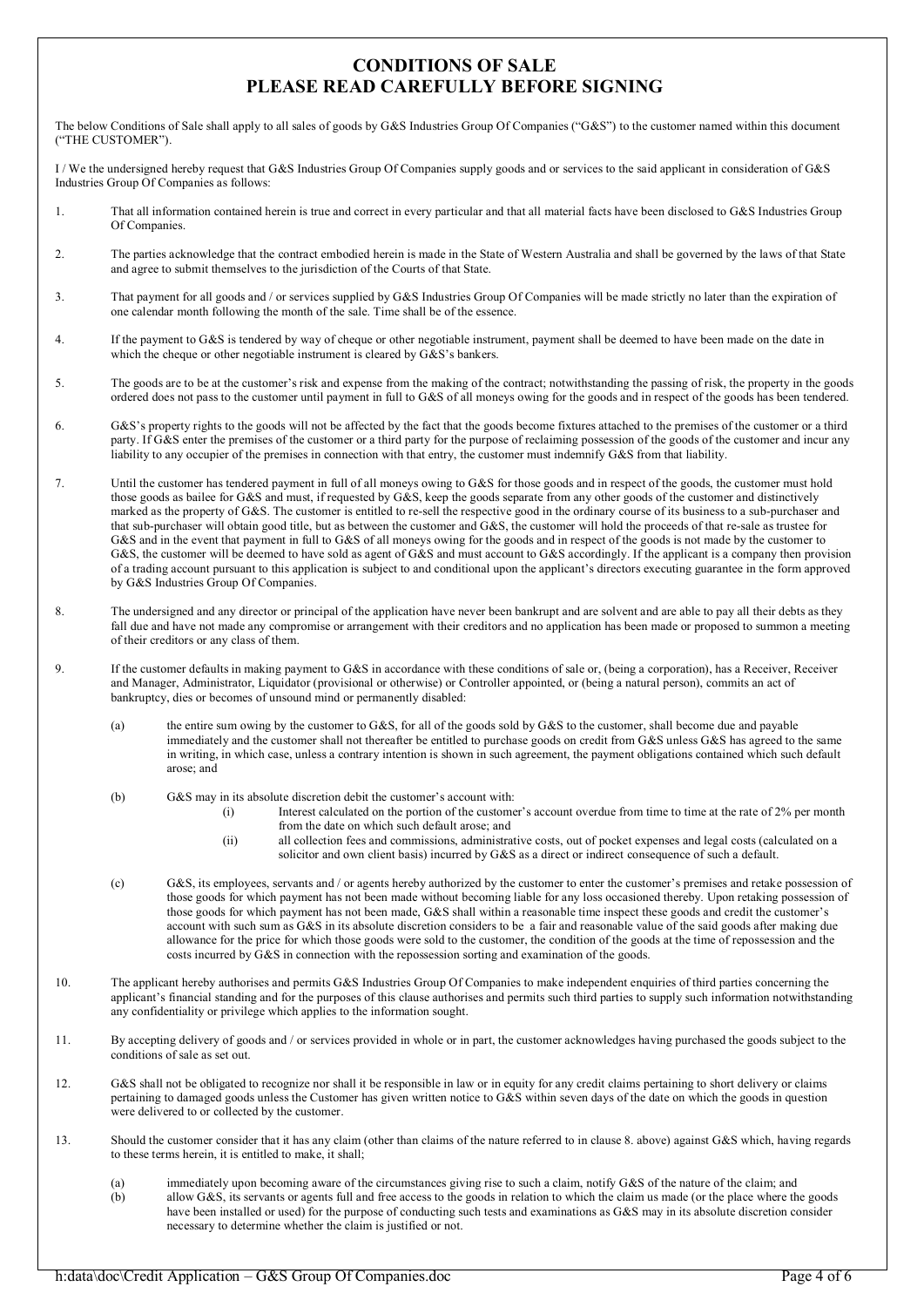# CONDITIONS OF SALE
# PLEASE READ CAREFULLY BEFORE SIGNING

The below Conditions of Sale shall apply to all sales of goods by G&S Industries Group Of Companies ("G&S") to the customer named within this document ("THE CUSTOMER").

I / We the undersigned hereby request that G&S Industries Group Of Companies supply goods and or services to the said applicant in consideration of G&S Industries Group Of Companies as follows:

1. That all information contained herein is true and correct in every particular and that all material facts have been disclosed to G&S Industries Group Of Companies.

2. The parties acknowledge that the contract embodied herein is made in the State of Western Australia and shall be governed by the laws of that State and agree to submit themselves to the jurisdiction of the Courts of that State.

3. That payment for all goods and / or services supplied by G&S Industries Group Of Companies will be made strictly no later than the expiration of one calendar month following the month of the sale. Time shall be of the essence.

4. If the payment to G&S is tendered by way of cheque or other negotiable instrument, payment shall be deemed to have been made on the date in which the cheque or other negotiable instrument is cleared by G&S's bankers.

5. The goods are to be at the customer's risk and expense from the making of the contract; notwithstanding the passing of risk, the property in the goods ordered does not pass to the customer until payment in full to G&S of all moneys owing for the goods and in respect of the goods has been tendered.

6. G&S's property rights to the goods will not be affected by the fact that the goods become fixtures attached to the premises of the customer or a third party. If G&S enter the premises of the customer or a third party for the purpose of reclaiming possession of the goods of the customer and incur any liability to any occupier of the premises in connection with that entry, the customer must indemnify G&S from that liability.

7. Until the customer has tendered payment in full of all moneys owing to G&S for those goods and in respect of the goods, the customer must hold those goods as bailee for G&S and must, if requested by G&S, keep the goods separate from any other goods of the customer and distinctively marked as the property of G&S. The customer is entitled to re-sell the respective good in the ordinary course of its business to a sub-purchaser and that sub-purchaser will obtain good title, but as between the customer and G&S, the customer will hold the proceeds of that re-sale as trustee for G&S and in the event that payment in full to G&S of all moneys owing for the goods and in respect of the goods is not made by the customer to G&S, the customer will be deemed to have sold as agent of G&S and must account to G&S accordingly. If the applicant is a company then provision of a trading account pursuant to this application is subject to and conditional upon the applicant's directors executing guarantee in the form approved by G&S Industries Group Of Companies.

8. The undersigned and any director or principal of the application have never been bankrupt and are solvent and are able to pay all their debts as they fall due and have not made any compromise or arrangement with their creditors and no application has been made or proposed to summon a meeting of their creditors or any class of them.

9. If the customer defaults in making payment to G&S in accordance with these conditions of sale or, (being a corporation), has a Receiver, Receiver and Manager, Administrator, Liquidator (provisional or otherwise) or Controller appointed, or (being a natural person), commits an act of bankruptcy, dies or becomes of unsound mind or permanently disabled:

   (a) the entire sum owing by the customer to G&S, for all of the goods sold by G&S to the customer, shall become due and payable immediately and the customer shall not thereafter be entitled to purchase goods on credit from G&S unless G&S has agreed to the same in writing, in which case, unless a contrary intention is shown in such agreement, the payment obligations contained which such default arose; and

   (b) G&S may in its absolute discretion debit the customer's account with:
      (i) Interest calculated on the portion of the customer's account overdue from time to time at the rate of 2% per month from the date on which such default arose; and
      (ii) all collection fees and commissions, administrative costs, out of pocket expenses and legal costs (calculated on a solicitor and own client basis) incurred by G&S as a direct or indirect consequence of such a default.

   (c) G&S, its employees, servants and / or agents hereby authorized by the customer to enter the customer's premises and retake possession of those goods for which payment has not been made without becoming liable for any loss occasioned thereby. Upon retaking possession of those goods for which payment has not been made, G&S shall within a reasonable time inspect these goods and credit the customer's account with such sum as G&S in its absolute discretion considers to be a fair and reasonable value of the said goods after making due allowance for the price for which those goods were sold to the customer, the condition of the goods at the time of repossession and the costs incurred by G&S in connection with the repossession sorting and examination of the goods.

10. The applicant hereby authorises and permits G&S Industries Group Of Companies to make independent enquiries of third parties concerning the applicant's financial standing and for the purposes of this clause authorises and permits such third parties to supply such information notwithstanding any confidentiality or privilege which applies to the information sought.

11. By accepting delivery of goods and / or services provided in whole or in part, the customer acknowledges having purchased the goods subject to the conditions of sale as set out.

12. G&S shall not be obligated to recognize nor shall it be responsible in law or in equity for any credit claims pertaining to short delivery or claims pertaining to damaged goods unless the Customer has given written notice to G&S within seven days of the date on which the goods in question were delivered to or collected by the customer.

13. Should the customer consider that it has any claim (other than claims of the nature referred to in clause 8. above) against G&S which, having regards to these terms herein, it is entitled to make, it shall;

   (a) immediately upon becoming aware of the circumstances giving rise to such a claim, notify G&S of the nature of the claim; and
   (b) allow G&S, its servants or agents full and free access to the goods in relation to which the claim us made (or the place where the goods have been installed or used) for the purpose of conducting such tests and examinations as G&S may in its absolute discretion consider necessary to determine whether the claim is justified or not.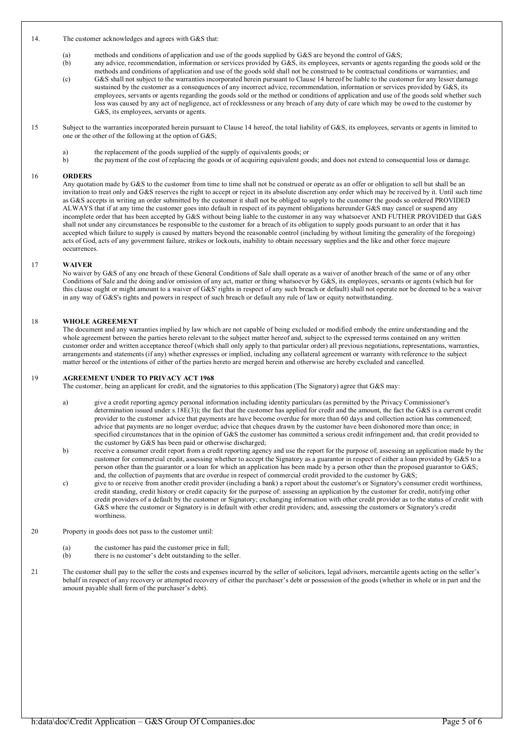14. The customer acknowledges and agrees with G&S that:

    (a) methods and conditions of application and use of the goods supplied by G&S are beyond the control of G&S;

    (b) any advice, recommendation, information or services provided by G&S, its employees, servants or agents regarding the goods sold or the methods and conditions of application and use of the goods sold shall not be construed to be contractual conditions or warranties; and

    (c) G&S shall not subject to the warranties incorporated herein pursuant to Clause 14 hereof be liable to the customer for any lesser damage sustained by the customer as a consequences of any incorrect advice, recommendation, information or services provided by G&S, its employees, servants or agents regarding the goods sold or the method or conditions of application and use of the goods sold whether such loss was caused by any act of negligence, act of recklessness or any breach of any duty of care which may be owed to the customer by G&S, its employees, servants or agents.

15 Subject to the warranties incorporated herein pursuant to Clause 14 hereof, the total liability of G&S, its employees, servants or agents in limited to one or the other of the following at the option of G&S;

    a) the replacement of the goods supplied of the supply of equivalents goods; or

    b) the payment of the cost of replacing the goods or of acquiring equivalent goods; and does not extend to consequential loss or damage.

16 **ORDERS**

Any quotation made by G&S to the customer from time to time shall not be construed or operate as an offer or obligation to sell but shall be an invitation to treat only and G&S reserves the right to accept or reject in its absolute discretion any order which may be received by it. Until such time as G&S accepts in writing an order submitted by the customer it shall not be obliged to supply to the customer the goods so ordered PROVIDED ALWAYS that if at any time the customer goes into default in respect of its payment obligations hereunder G&S may cancel or suspend any incomplete order that has been accepted by G&S without being liable to the customer in any way whatsoever AND FUTHER PROVIDED that G&S shall not under any circumstances be responsible to the customer for a breach of its obligation to supply goods pursuant to an order that it has accepted which failure to supply is caused by matters beyond the reasonable control (including by without limiting the generality of the foregoing) acts of God, acts of any government failure, strikes or lockouts, inability to obtain necessary supplies and the like and other force majeure occurrences.

17 **WAIVER**

No waiver by G&S of any one breach of these General Conditions of Sale shall operate as a waiver of another breach of the same or of any other Conditions of Sale and the doing and/or omission of any act, matter or thing whatsoever by G&S, its employees, servants or agents (which but for this clause ought or might amount to a waiver of G&S' rights in respect of any such breach or default) shall not operate nor be deemed to be a waiver in any way of G&S's rights and powers in respect of such breach or default any rule of law or equity notwithstanding.

18 **WHOLE AGREEMENT**

The document and any warranties implied by law which are not capable of being excluded or modified embody the entire understanding and the whole agreement between the parties hereto relevant to the subject matter hereof and, subject to the expressed terms contained on any written customer order and written acceptance thereof (which shall only apply to that particular order) all previous negotiations, representations, warranties, arrangements and statements (if any) whether expresses or implied, including any collateral agreement or warranty with reference to the subject matter hereof or the intentions of either of the parties hereto are merged herein and otherwise are hereby excluded and cancelled.

19 **AGREEMENT UNDER TO PRIVACY ACT 1968**

The customer, being an applicant for credit, and the signatories to this application (The Signatory) agree that G&S may:

    a) give a credit reporting agency personal information including identity particulars (as permitted by the Privacy Commissioner's determination issued under s.18E(3)); the fact that the customer has applied for credit and the amount, the fact the G&S is a current credit provider to the customer advice that payments are have become overdue for more than 60 days and collection action has commenced; advice that payments are no longer overdue; advice that cheques drawn by the customer have been dishonored more than once; in specified circumstances that in the opinion of G&S the customer has committed a serious credit infringement and, that credit provided to the customer by G&S has been paid or otherwise discharged;

    b) receive a consumer credit report from a credit reporting agency and use the report for the purpose of; assessing an application made by the customer for commercial credit, assessing whether to accept the Signatory as a guarantor in respect of either a loan provided by G&S to a person other than the guarantor or a loan for which an application has been made by a person other than the proposed guarantor to G&S; and, the collection of payments that are overdue in respect of commercial credit provided to the customer by G&S;

    c) give to or receive from another credit provider (including a bank) a report about the customer's or Signatory's consumer credit worthiness, credit standing, credit history or credit capacity for the purpose of: assessing an application by the customer for credit, notifying other credit providers of a default by the customer or Signatory; exchanging information with other credit provider as to the status of credit with G&S where the customer or Signatory is in default with other credit providers; and, assessing the customers or Signatory's credit worthiness.

20 Property in goods does not pass to the customer until:

    (a) the customer has paid the customer price in full;

    (b) there is no customer's debt outstanding to the seller.

21 The customer shall pay to the seller the costs and expenses incurred by the seller of solicitors, legal advisors, mercantile agents acting on the seller's behalf in respect of any recovery or attempted recovery of either the purchaser's debt or possession of the goods (whether in whole or in part and the amount payable shall form of the purchaser's debt).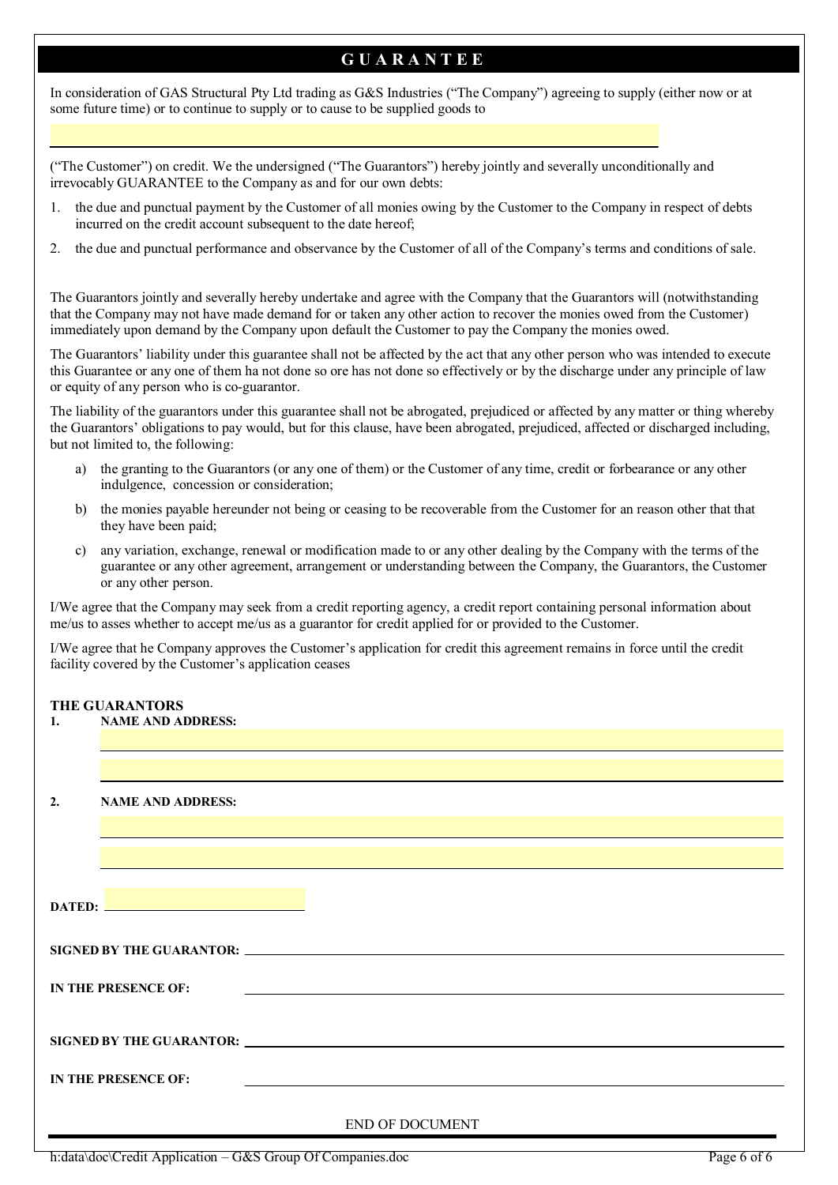# GUARANTEE

In consideration of GAS Structural Pty Ltd trading as G&S Industries ("The Company") agreeing to supply (either now or at some future time) or to continue to supply or to cause to be supplied goods to

\_\_\_\_\_\_\_\_\_\_\_\_\_\_\_\_\_\_\_\_\_\_\_\_\_\_\_\_\_\_\_\_\_\_\_\_\_\_\_\_\_\_\_\_\_\_\_\_\_\_\_\_\_\_\_\_\_\_

("The Customer") on credit. We the undersigned ("The Guarantors") hereby jointly and severally unconditionally and irrevocably GUARANTEE to the Company as and for our own debts:

1. the due and punctual payment by the Customer of all monies owing by the Customer to the Company in respect of debts incurred on the credit account subsequent to the date hereof;
2. the due and punctual performance and observance by the Customer of all of the Company's terms and conditions of sale.

The Guarantors jointly and severally hereby undertake and agree with the Company that the Guarantors will (notwithstanding that the Company may not have made demand for or taken any other action to recover the monies owed from the Customer) immediately upon demand by the Company upon default the Customer to pay the Company the monies owed.

The Guarantors' liability under this guarantee shall not be affected by the act that any other person who was intended to execute this Guarantee or any one of them ha not done so ore has not done so effectively or by the discharge under any principle of law or equity of any person who is co-guarantor.

The liability of the guarantors under this guarantee shall not be abrogated, prejudiced or affected by any matter or thing whereby the Guarantors' obligations to pay would, but for this clause, have been abrogated, prejudiced, affected or discharged including, but not limited to, the following:

a) the granting to the Guarantors (or any one of them) or the Customer of any time, credit or forbearance or any other indulgence, concession or consideration;
b) the monies payable hereunder not being or ceasing to be recoverable from the Customer for an reason other that that they have been paid;
c) any variation, exchange, renewal or modification made to or any other dealing by the Company with the terms of the guarantee or any other agreement, arrangement or understanding between the Company, the Guarantors, the Customer or any other person.

I/We agree that the Company may seek from a credit reporting agency, a credit report containing personal information about me/us to asses whether to accept me/us as a guarantor for credit applied for or provided to the Customer.

I/We agree that he Company approves the Customer's application for credit this agreement remains in force until the credit facility covered by the Customer's application ceases

**THE GUARANTORS**

**1. NAME AND ADDRESS:** \_\_\_\_\_\_\_\_\_\_\_\_\_\_\_\_\_\_\_\_\_\_\_\_\_\_\_\_\_\_\_\_\_\_\_\_\_\_\_\_

\_\_\_\_\_\_\_\_\_\_\_\_\_\_\_\_\_\_\_\_\_\_\_\_\_\_\_\_\_\_\_\_\_\_\_\_\_\_\_\_

**2. NAME AND ADDRESS:** \_\_\_\_\_\_\_\_\_\_\_\_\_\_\_\_\_\_\_\_\_\_\_\_\_\_\_\_\_\_\_\_\_\_\_\_\_\_\_\_

\_\_\_\_\_\_\_\_\_\_\_\_\_\_\_\_\_\_\_\_\_\_\_\_\_\_\_\_\_\_\_\_\_\_\_\_\_\_\_\_

**DATED:** \_\_\_\_\_\_\_\_\_\_\_\_\_\_\_\_\_\_\_\_

**SIGNED BY THE GUARANTOR:** \_\_\_\_\_\_\_\_\_\_\_\_\_\_\_\_\_\_\_\_\_\_\_\_\_\_\_\_\_\_\_\_\_\_\_\_\_\_\_\_

**IN THE PRESENCE OF:** \_\_\_\_\_\_\_\_\_\_\_\_\_\_\_\_\_\_\_\_\_\_\_\_\_\_\_\_\_\_\_\_\_\_\_\_\_\_\_\_

**SIGNED BY THE GUARANTOR:** \_\_\_\_\_\_\_\_\_\_\_\_\_\_\_\_\_\_\_\_\_\_\_\_\_\_\_\_\_\_\_\_\_\_\_\_\_\_\_\_

**IN THE PRESENCE OF:** \_\_\_\_\_\_\_\_\_\_\_\_\_\_\_\_\_\_\_\_\_\_\_\_\_\_\_\_\_\_\_\_\_\_\_\_\_\_\_\_

END OF DOCUMENT